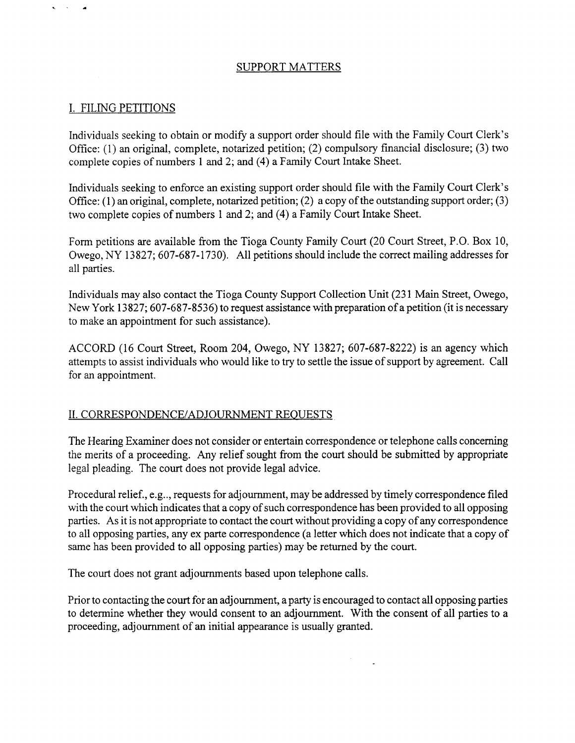# SUPPORT MATTERS

## I. FILING PETITIONS

Individuals seeking to obtain or modify a support order should file with the Family Court Clerk's Office: (1) an original, complete, notarized petition; (2) compulsory financial disclosure; (3) two complete copies of numbers 1 and 2; and (4) a Family Court Intake Sheet.

Individuals seeking to enforce an existing support order should file with the Family Court Clerk's Office: (1) an original, complete, notarized petition; (2) a copy of the outstanding support order; (3) two complete copies of numbers 1 and 2; and (4) a Family Court Intake Sheet.

Form petitions are available from the Tioga County Family Court (20 Court Street, P.O. Box 10, Owego, NY 13827; 607-687-1730). All petitions should include the correct mailing addresses for all parties.

Individuals may also contact the Tioga County Support Collection Unit (231 Main Street, Owego, New York 13827; 607-687-8536) to request assistance with preparation of a petition (it is necessary to make an appointment for such assistance).

ACCORD (16 Court Street, Room 204, Owego, NY 13827; 607-687-8222) is an agency which attempts to assist individuals who would like to try to settle the issue of support by agreement. Call for an appointment.

## II. CORRESPONDENCE/ADJOURNMENT REQUESTS

The Hearing Examiner does not consider or entertain correspondence or telephone calls concerning the merits of a proceeding. Any relief sought from the court should be submitted by appropriate legal pleading. The court does not provide legal advice.

Procedural relief., e.g.., requests for adjournment, may be addressed by timely correspondence filed with the court which indicates that a copy of such correspondence has been provided to all opposing parties. As it is not appropriate to contact the court without providing a copy of any correspondence to all opposing parties, any ex parte correspondence (a letter which does not indicate that a copy of same has been provided to all opposing parties) may be returned by the court.

The court does not grant adjournments based upon telephone calls.

Prior to contacting the court for an adjournment, a party is encouraged to contact all opposing parties to determine whether they would consent to an adjournment. With the consent of all parties to a proceeding, adjournment of an initial appearance is usually granted.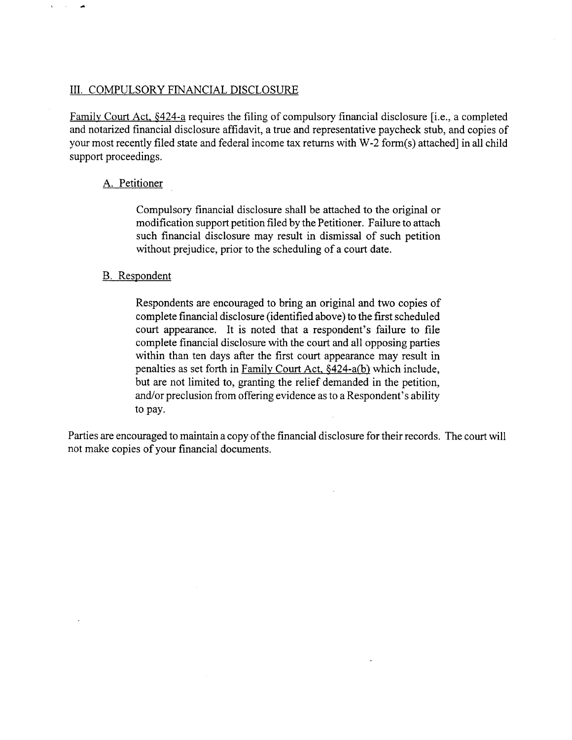## III. COMPULSORY FINANCIAL DISCLOSURE

Family Court Act, §424-a requires the filing of compulsory financial disclosure [i.e., a completed and notarized financial disclosure affidavit, a true and representative paycheck stub, and copies of your most recently filed state and federal income tax returns with W-2 form(s) attached] in all child support proceedings.

### A. Petitioner

Compulsory financial disclosure shall be attached to the original or modification support petition filed by the Petitioner. Failure to attach such financial disclosure may result in dismissal of such petition without prejudice, prior to the scheduling of a court date.

### B. Respondent

Respondents are encouraged to bring an original and two copies of complete financial disclosure (identified above) to the first scheduled court appearance. It is noted that a respondent's failure to file complete financial disclosure with the court and all opposing parties within than ten days after the first court appearance may result in penalties as set forth in Family Court Act, §424-a(b) which include, but are not limited to, granting the relief demanded in the petition, and/or preclusion from offering evidence as to a Respondent's ability to pay.

Parties are encouraged to maintain a copy of the financial disclosure for their records. The court will not make copies of your financial documents.